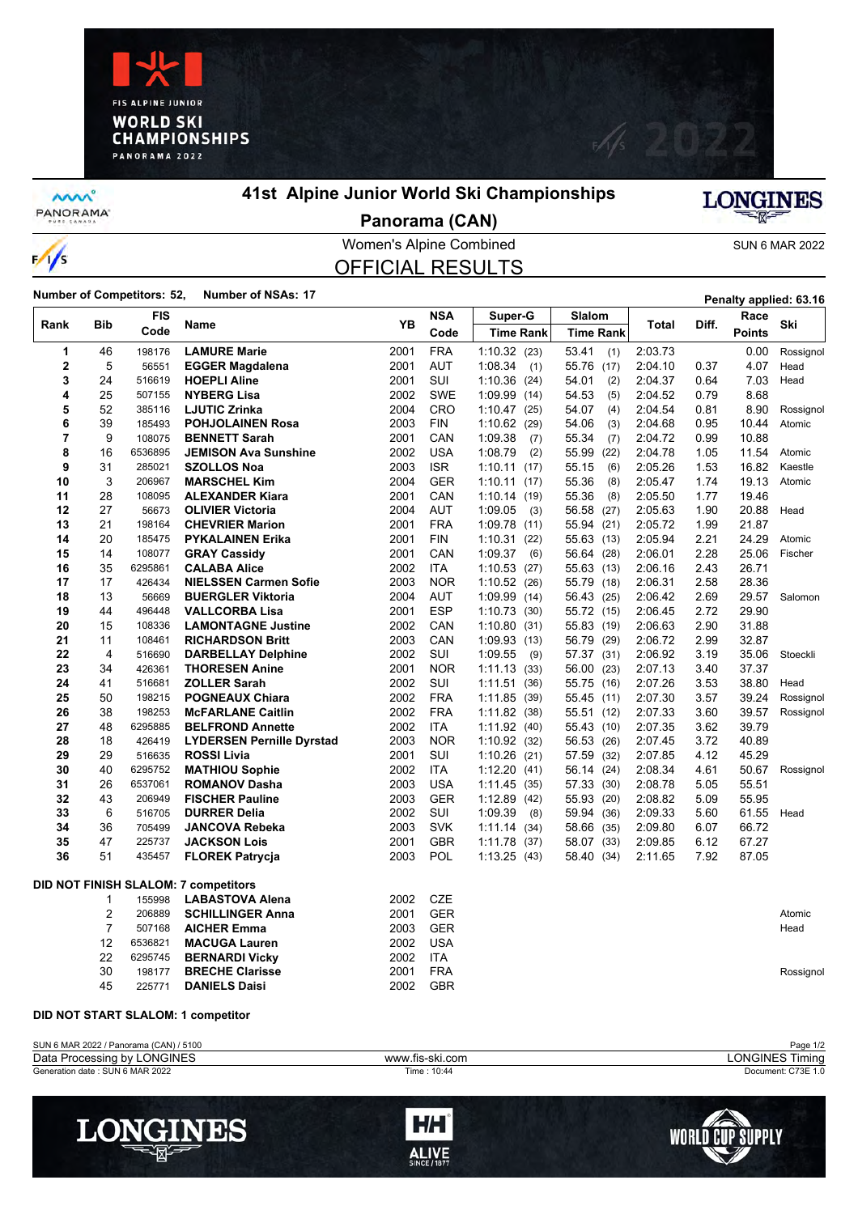# 41st Alpine Junior World Ski Championships

## Panorama (CAN)

Women's Alpine Combined

SUN 6 MAR 2022

## OFFICIAL RESULTS

**Number of Competitors: 52, Number of NSAs: 17**

Penalty applied: 63.16

| Rank | Bib | FIS Code | Name | YB | NSA Code | Super-G Time | Super-G Rank | Slalom Time | Slalom Rank | Total | Diff. | Race Points | Ski |
|---|---|---|---|---|---|---|---|---|---|---|---|---|---|
| 1 | 46 | 198176 | **LAMURE Marie** | 2001 | FRA | 1:10.32 | (23) | 53.41 | (1) | 2:03.73 | | 0.00 | Rossignol |
| 2 | 5 | 56551 | **EGGER Magdalena** | 2001 | AUT | 1:08.34 | (1) | 55.76 | (17) | 2:04.10 | 0.37 | 4.07 | Head |
| 3 | 24 | 516619 | **HOEPLI Aline** | 2001 | SUI | 1:10.36 | (24) | 54.01 | (2) | 2:04.37 | 0.64 | 7.03 | Head |
| 4 | 25 | 507155 | **NYBERG Lisa** | 2002 | SWE | 1:09.99 | (14) | 54.53 | (5) | 2:04.52 | 0.79 | 8.68 | |
| 5 | 52 | 385116 | **LJUTIC Zrinka** | 2004 | CRO | 1:10.47 | (25) | 54.07 | (4) | 2:04.54 | 0.81 | 8.90 | Rossignol |
| 6 | 39 | 185493 | **POHJOLAINEN Rosa** | 2003 | FIN | 1:10.62 | (29) | 54.06 | (3) | 2:04.68 | 0.95 | 10.44 | Atomic |
| 7 | 9 | 108075 | **BENNETT Sarah** | 2001 | CAN | 1:09.38 | (7) | 55.34 | (7) | 2:04.72 | 0.99 | 10.88 | |
| 8 | 16 | 6536895 | **JEMISON Ava Sunshine** | 2002 | USA | 1:08.79 | (2) | 55.99 | (22) | 2:04.78 | 1.05 | 11.54 | Atomic |
| 9 | 31 | 285021 | **SZOLLOS Noa** | 2003 | ISR | 1:10.11 | (17) | 55.15 | (6) | 2:05.26 | 1.53 | 16.82 | Kaestle |
| 10 | 3 | 206967 | **MARSCHEL Kim** | 2004 | GER | 1:10.11 | (17) | 55.36 | (8) | 2:05.47 | 1.74 | 19.13 | Atomic |
| 11 | 28 | 108095 | **ALEXANDER Kiara** | 2001 | CAN | 1:10.14 | (19) | 55.36 | (8) | 2:05.50 | 1.77 | 19.46 | |
| 12 | 27 | 56673 | **OLIVIER Victoria** | 2004 | AUT | 1:09.05 | (3) | 56.58 | (27) | 2:05.63 | 1.90 | 20.88 | Head |
| 13 | 21 | 198164 | **CHEVRIER Marion** | 2001 | FRA | 1:09.78 | (11) | 55.94 | (21) | 2:05.72 | 1.99 | 21.87 | |
| 14 | 20 | 185475 | **PYKALAINEN Erika** | 2001 | FIN | 1:10.31 | (22) | 55.63 | (13) | 2:05.94 | 2.21 | 24.29 | Atomic |
| 15 | 14 | 108077 | **GRAY Cassidy** | 2001 | CAN | 1:09.37 | (6) | 56.64 | (28) | 2:06.01 | 2.28 | 25.06 | Fischer |
| 16 | 35 | 6295861 | **CALABA Alice** | 2002 | ITA | 1:10.53 | (27) | 55.63 | (13) | 2:06.16 | 2.43 | 26.71 | |
| 17 | 17 | 426434 | **NIELSSEN Carmen Sofie** | 2003 | NOR | 1:10.52 | (26) | 55.79 | (18) | 2:06.31 | 2.58 | 28.36 | |
| 18 | 13 | 56669 | **BUERGLER Viktoria** | 2004 | AUT | 1:09.99 | (14) | 56.43 | (25) | 2:06.42 | 2.69 | 29.57 | Salomon |
| 19 | 44 | 496448 | **VALLCORBA Lisa** | 2001 | ESP | 1:10.73 | (30) | 55.72 | (15) | 2:06.45 | 2.72 | 29.90 | |
| 20 | 15 | 108336 | **LAMONTAGNE Justine** | 2002 | CAN | 1:10.80 | (31) | 55.83 | (19) | 2:06.63 | 2.90 | 31.88 | |
| 21 | 11 | 108461 | **RICHARDSON Britt** | 2003 | CAN | 1:09.93 | (13) | 56.79 | (29) | 2:06.72 | 2.99 | 32.87 | |
| 22 | 4 | 516690 | **DARBELLAY Delphine** | 2002 | SUI | 1:09.55 | (9) | 57.37 | (31) | 2:06.92 | 3.19 | 35.06 | Stoeckli |
| 23 | 34 | 426361 | **THORESEN Anine** | 2001 | NOR | 1:11.13 | (33) | 56.00 | (23) | 2:07.13 | 3.40 | 37.37 | |
| 24 | 41 | 516681 | **ZOLLER Sarah** | 2002 | SUI | 1:11.51 | (36) | 55.75 | (16) | 2:07.26 | 3.53 | 38.80 | Head |
| 25 | 50 | 198215 | **POGNEAUX Chiara** | 2002 | FRA | 1:11.85 | (39) | 55.45 | (11) | 2:07.30 | 3.57 | 39.24 | Rossignol |
| 26 | 38 | 198253 | **McFARLANE Caitlin** | 2002 | FRA | 1:11.82 | (38) | 55.51 | (12) | 2:07.33 | 3.60 | 39.57 | Rossignol |
| 27 | 48 | 6295885 | **BELFROND Annette** | 2002 | ITA | 1:11.92 | (40) | 55.43 | (10) | 2:07.35 | 3.62 | 39.79 | |
| 28 | 18 | 426419 | **LYDERSEN Pernille Dyrstad** | 2003 | NOR | 1:10.92 | (32) | 56.53 | (26) | 2:07.45 | 3.72 | 40.89 | |
| 29 | 29 | 516635 | **ROSSI Livia** | 2001 | SUI | 1:10.26 | (21) | 57.59 | (32) | 2:07.85 | 4.12 | 45.29 | |
| 30 | 40 | 6295752 | **MATHIOU Sophie** | 2002 | ITA | 1:12.20 | (41) | 56.14 | (24) | 2:08.34 | 4.61 | 50.67 | Rossignol |
| 31 | 26 | 6537061 | **ROMANOV Dasha** | 2003 | USA | 1:11.45 | (35) | 57.33 | (30) | 2:08.78 | 5.05 | 55.51 | |
| 32 | 43 | 206949 | **FISCHER Pauline** | 2003 | GER | 1:12.89 | (42) | 55.93 | (20) | 2:08.82 | 5.09 | 55.95 | |
| 33 | 6 | 516705 | **DURRER Delia** | 2002 | SUI | 1:09.39 | (8) | 59.94 | (36) | 2:09.33 | 5.60 | 61.55 | Head |
| 34 | 36 | 705499 | **JANCOVA Rebeka** | 2003 | SVK | 1:11.14 | (34) | 58.66 | (35) | 2:09.80 | 6.07 | 66.72 | |
| 35 | 47 | 225737 | **JACKSON Lois** | 2001 | GBR | 1:11.78 | (37) | 58.07 | (33) | 2:09.85 | 6.12 | 67.27 | |
| 36 | 51 | 435457 | **FLOREK Patrycja** | 2003 | POL | 1:13.25 | (43) | 58.40 | (34) | 2:11.65 | 7.92 | 87.05 | |

**DID NOT FINISH SLALOM: 7 competitors**

| Bib | FIS Code | Name | YB | NSA Code | Ski |
|---|---|---|---|---|---|
| 1 | 155998 | **LABASTOVA Alena** | 2002 | CZE | |
| 2 | 206889 | **SCHILLINGER Anna** | 2001 | GER | Atomic |
| 7 | 507168 | **AICHER Emma** | 2003 | GER | Head |
| 12 | 6536821 | **MACUGA Lauren** | 2002 | USA | |
| 22 | 6295745 | **BERNARDI Vicky** | 2002 | ITA | |
| 30 | 198177 | **BRECHE Clarisse** | 2001 | FRA | Rossignol |
| 45 | 225771 | **DANIELS Daisi** | 2002 | GBR | |

**DID NOT START SLALOM: 1 competitor**

SUN 6 MAR 2022 / Panorama (CAN) / 5100

Data Processing by LONGINES — www.fis-ski.com — LONGINES Timing

Generation date : SUN 6 MAR 2022 — Time : 10:44 — Document: C73E 1.0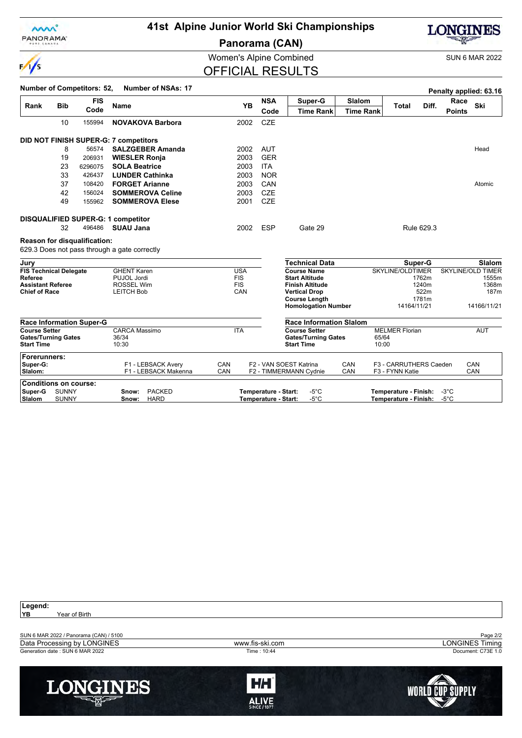# 41st Alpine Junior World Ski Championships

## Panorama (CAN)

Women's Alpine Combined — SUN 6 MAR 2022

OFFICIAL RESULTS

**Number of Competitors: 52, Number of NSAs: 17** — **Penalty applied: 63.16**

| Rank | Bib | FIS Code | Name | YB | NSA Code | Super-G Time Rank | Slalom Time Rank | Total | Diff. | Race Points | Ski |
|---|---|---|---|---|---|---|---|---|---|---|---|
| | 10 | 155994 | **NOVAKOVA Barbora** | 2002 | CZE | | | | | | |

**DID NOT FINISH SUPER-G: 7 competitors**

| Rank | Bib | FIS Code | Name | YB | NSA Code | Super-G Time Rank | Slalom Time Rank | Total | Diff. | Race Points | Ski |
|---|---|---|---|---|---|---|---|---|---|---|---|
| | 8 | 56574 | **SALZGEBER Amanda** | 2002 | AUT | | | | | | Head |
| | 19 | 206931 | **WIESLER Ronja** | 2003 | GER | | | | | | |
| | 23 | 6296075 | **SOLA Beatrice** | 2003 | ITA | | | | | | |
| | 33 | 426437 | **LUNDER Cathinka** | 2003 | NOR | | | | | | |
| | 37 | 108420 | **FORGET Arianne** | 2003 | CAN | | | | | | Atomic |
| | 42 | 156024 | **SOMMEROVA Celine** | 2003 | CZE | | | | | | |
| | 49 | 155962 | **SOMMEROVA Elese** | 2001 | CZE | | | | | | |

**DISQUALIFIED SUPER-G: 1 competitor**

| Rank | Bib | FIS Code | Name | YB | NSA Code | Super-G Time Rank | Slalom Time Rank | Total | Diff. | Race Points | Ski |
|---|---|---|---|---|---|---|---|---|---|---|---|
| | 32 | 496486 | **SUAU Jana** | 2002 | ESP | Gate 29 | | Rule 629.3 | | | |

**Reason for disqualification:**
629.3 Does not pass through a gate correctly

| Jury | | |
|---|---|---|
| **FIS Technical Delegate** | GHENT Karen | USA |
| **Referee** | PUJOL Jordi | FIS |
| **Assistant Referee** | ROSSEL Wim | FIS |
| **Chief of Race** | LEITCH Bob | CAN |

| Technical Data | Super-G | Slalom |
|---|---|---|
| **Course Name** | SKYLINE/OLDTIMER | SKYLINE/OLD TIMER |
| **Start Altitude** | 1762m | 1555m |
| **Finish Altitude** | 1240m | 1368m |
| **Vertical Drop** | 522m | 187m |
| **Course Length** | 1781m | |
| **Homologation Number** | 14164/11/21 | 14166/11/21 |

| Race Information Super-G | | |
|---|---|---|
| **Course Setter** | CARCA Massimo | ITA |
| **Gates/Turning Gates** | 36/34 | |
| **Start Time** | 10:30 | |

| Race Information Slalom | | |
|---|---|---|
| **Course Setter** | MELMER Florian | AUT |
| **Gates/Turning Gates** | 65/64 | |
| **Start Time** | 10:00 | |

| Forerunners: | | | | | | |
|---|---|---|---|---|---|---|
| **Super-G:** | F1 - LEBSACK Avery | CAN | F2 - VAN SOEST Katrina | CAN | F3 - CARRUTHERS Caeden | CAN |
| **Slalom:** | F1 - LEBSACK Makenna | CAN | F2 - TIMMERMANN Cydnie | CAN | F3 - FYNN Katie | CAN |

| Conditions on course: | | | | | | |
|---|---|---|---|---|---|---|
| **Super-G** | SUNNY | **Snow:** PACKED | **Temperature - Start:** | -5°C | **Temperature - Finish:** | -3°C |
| **Slalom** | SUNNY | **Snow:** HARD | **Temperature - Start:** | -5°C | **Temperature - Finish:** | -5°C |

**Legend:**
**YB** Year of Birth

SUN 6 MAR 2022 / Panorama (CAN) / 5100

Data Processing by LONGINES — www.fis-ski.com — LONGINES Timing

Generation date : SUN 6 MAR 2022 — Time : 10:44 — Document: C73E 1.0